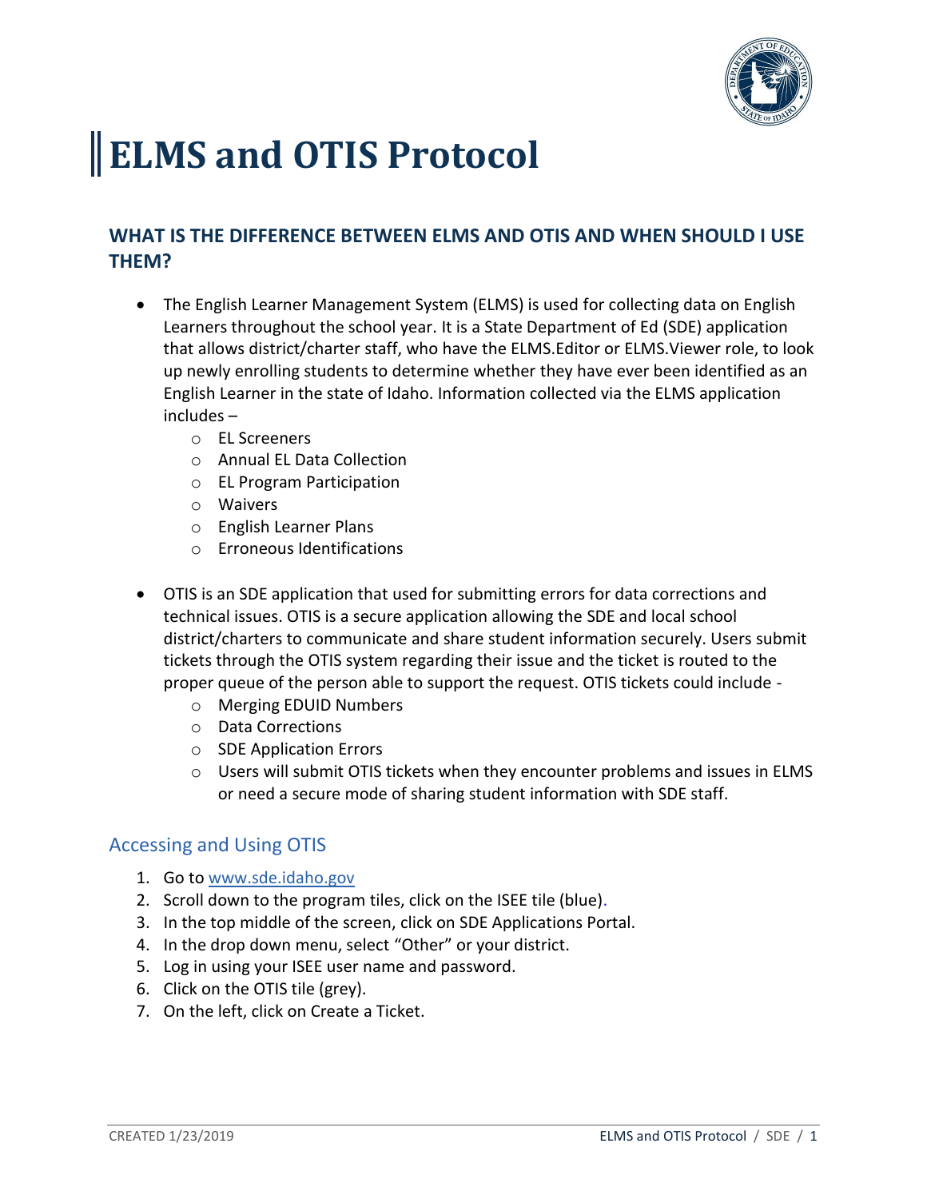# ELMS and OTIS Protocol

## WHAT IS THE DIFFERENCE BETWEEN ELMS AND OTIS AND WHEN SHOULD I USE THEM?

- The English Learner Management System (ELMS) is used for collecting data on English Learners throughout the school year. It is a State Department of Ed (SDE) application that allows district/charter staff, who have the ELMS.Editor or ELMS.Viewer role, to look up newly enrolling students to determine whether they have ever been identified as an English Learner in the state of Idaho. Information collected via the ELMS application includes –
  - EL Screeners
  - Annual EL Data Collection
  - EL Program Participation
  - Waivers
  - English Learner Plans
  - Erroneous Identifications

- OTIS is an SDE application that used for submitting errors for data corrections and technical issues. OTIS is a secure application allowing the SDE and local school district/charters to communicate and share student information securely. Users submit tickets through the OTIS system regarding their issue and the ticket is routed to the proper queue of the person able to support the request. OTIS tickets could include -
  - Merging EDUID Numbers
  - Data Corrections
  - SDE Application Errors
  - Users will submit OTIS tickets when they encounter problems and issues in ELMS or need a secure mode of sharing student information with SDE staff.

### Accessing and Using OTIS

1. Go to [www.sde.idaho.gov](http://www.sde.idaho.gov)
2. Scroll down to the program tiles, click on the ISEE tile (blue).
3. In the top middle of the screen, click on SDE Applications Portal.
4. In the drop down menu, select "Other" or your district.
5. Log in using your ISEE user name and password.
6. Click on the OTIS tile (grey).
7. On the left, click on Create a Ticket.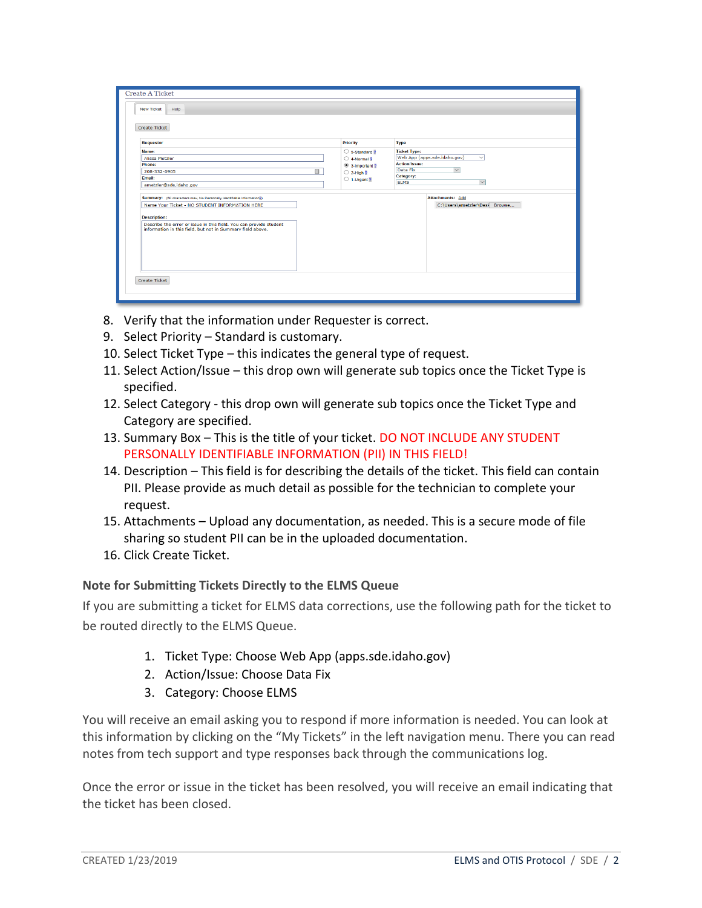8. Verify that the information under Requester is correct.
9. Select Priority – Standard is customary.
10. Select Ticket Type – this indicates the general type of request.
11. Select Action/Issue – this drop own will generate sub topics once the Ticket Type is specified.
12. Select Category - this drop own will generate sub topics once the Ticket Type and Category are specified.
13. Summary Box – This is the title of your ticket. DO NOT INCLUDE ANY STUDENT PERSONALLY IDENTIFIABLE INFORMATION (PII) IN THIS FIELD!
14. Description – This field is for describing the details of the ticket. This field can contain PII. Please provide as much detail as possible for the technician to complete your request.
15. Attachments – Upload any documentation, as needed. This is a secure mode of file sharing so student PII can be in the uploaded documentation.
16. Click Create Ticket.

### Note for Submitting Tickets Directly to the ELMS Queue

If you are submitting a ticket for ELMS data corrections, use the following path for the ticket to be routed directly to the ELMS Queue.

1. Ticket Type: Choose Web App (apps.sde.idaho.gov)
2. Action/Issue: Choose Data Fix
3. Category: Choose ELMS

You will receive an email asking you to respond if more information is needed. You can look at this information by clicking on the "My Tickets" in the left navigation menu. There you can read notes from tech support and type responses back through the communications log.

Once the error or issue in the ticket has been resolved, you will receive an email indicating that the ticket has been closed.